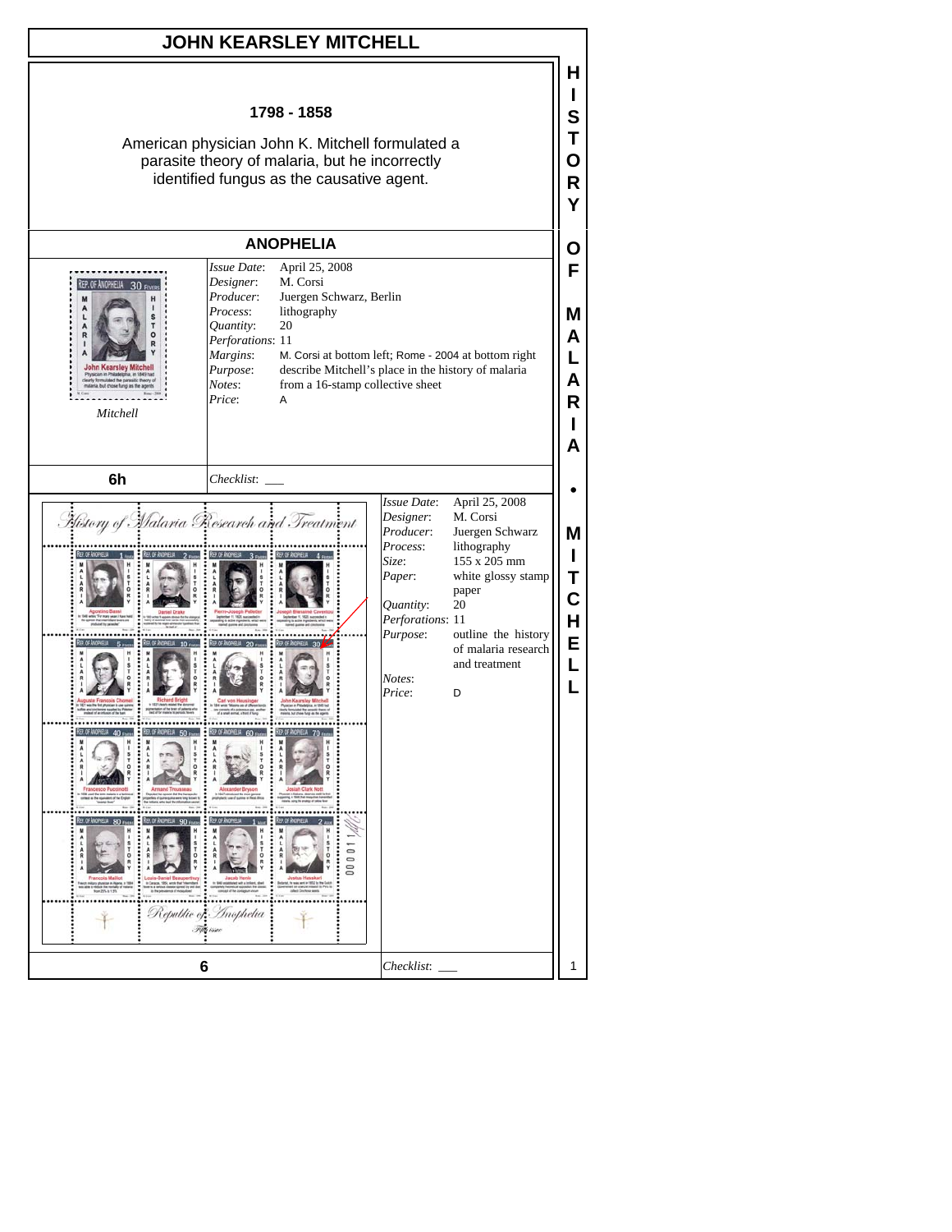# JOHN KEARSLEY MITCHELL

**1798 - 1858**

American physician John K. Mitchell formulated a parasite theory of malaria, but he incorrectly identified fungus as the causative agent.

## ANOPHELIA

*Mitchell*

*Issue Date*: April 25, 2008
*Designer*: M. Corsi
*Producer*: Juergen Schwarz, Berlin
*Process*: lithography
*Quantity*: 20
*Perforations*: 11
*Margins*: M. Corsi at bottom left; Rome - 2004 at bottom right
*Purpose*: describe Mitchell's place in the history of malaria
*Notes*: from a 16-stamp collective sheet
*Price*: A

**6h**

*Checklist*: ___

*Issue Date*: April 25, 2008
*Designer*: M. Corsi
*Producer*: Juergen Schwarz
*Process*: lithography
*Size*: 155 x 205 mm
*Paper*: white glossy stamp paper
*Quantity*: 20
*Perforations*: 11
*Purpose*: outline the history of malaria research and treatment
*Notes*:
*Price*: D

**6**

*Checklist*: ___

HISTORY OF MALARIA • MITCHELL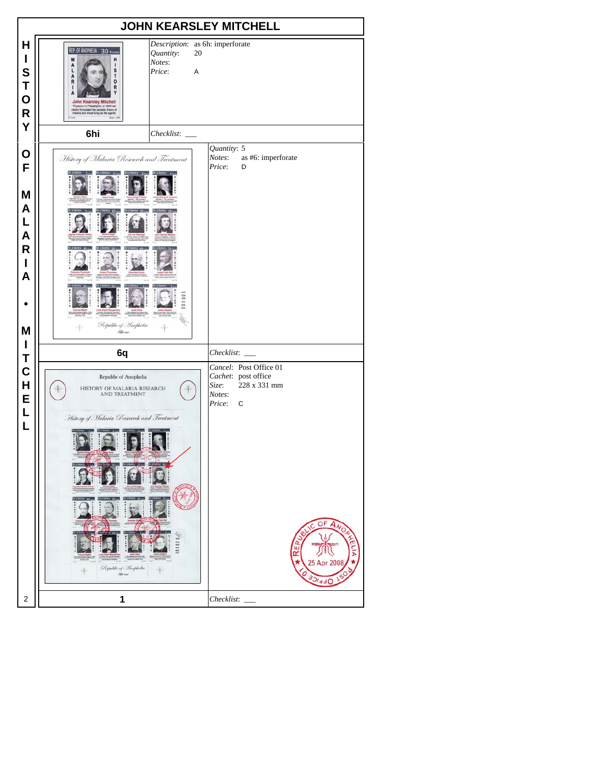# JOHN KEARSLEY MITCHELL

HISTORY OF MALARIA • MITCHELL

## 6hi

*Description*: as 6h: imperforate
*Quantity*: 20
*Notes*:
*Price*: A

*Checklist*: ___

## 6q

*Quantity*: 5
*Notes*: as #6: imperforate
*Price*: D

*Checklist*: ___

## 1

*Cancel*: Post Office 01
*Cachet*: post office
*Size*: 228 x 331 mm
*Notes*:
*Price*: C

REPUBLIC OF ANOPHELIA
25 Apr 2008
POST OFFICE 01

*Checklist*: ___